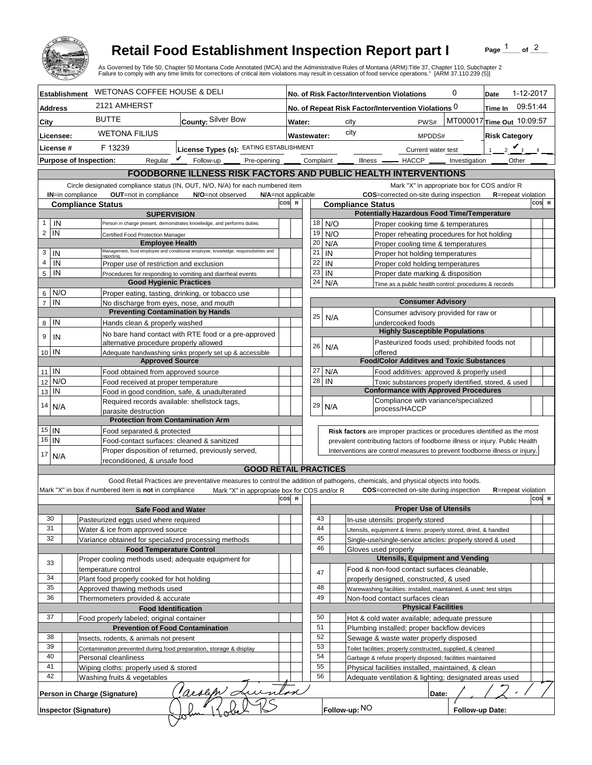# Retail Food Establishment Inspection Report part I

As Governed by Title 50, Chapter 50 Montana Code Annotated (MCA) and the Administrative Rules of Montana (ARM):Title 37, Chapter 110, Subchapter 2
Failure to comply with any time limits for corrections of critical item violations may result in cessation of food service operations." [ARM 37.110.239 (5)]

| | | | |
|---|---|---|---|
| **Establishment** WETONAS COFFEE HOUSE & DELI | | **No. of Risk Factor/Intervention Violations** 0 | **Date** 1-12-2017 |
| **Address** 2121 AMHERST | | **No. of Repeat Risk Factor/Intervention Violations** 0 | **Time In** 09:51:44 |
| **City** BUTTE | **County:** Silver Bow | **Water:** city PWS# MT000017 | **Time Out** 10:09:57 |
| **Licensee:** WETONA FILIUS | | **Wastewater:** city MPDDS# | **Risk Category** |
| **License #** F 13239 | **License Types (s):** EATING ESTABLISHMENT | Current water test | 1 __ 2 ✔ 3 __ 4 __ |

**Purpose of Inspection:** Regular ✔ Follow-up ____ Pre-opening ____ Complaint ____ Illness ____ HACCP ____ Investigation ____ Other ____

## FOODBORNE ILLNESS RISK FACTORS AND PUBLIC HEALTH INTERVENTIONS

Circle designated compliance status (IN, OUT, N/O, N/A) for each numbered item
**IN**=in compliance **OUT**=not in compliance **N/O**=not observed **N/A**=not applicable

Mark "X" in appropriate box for COS and/or R
**COS**=corrected on-site during inspection **R**=repeat violation

| # | Compliance Status | Item | COS | R |
|---|---|---|---|---|
| | | **SUPERVISION** | | |
| 1 | IN | Person in charge present, demonstrates knowledge, and performs duties | | |
| 2 | IN | Certified Food Protection Manager | | |
| | | **Employee Health** | | |
| 3 | IN | Management, food employee and conditional employee, knowledge, responsibilities and reporting. | | |
| 4 | IN | Proper use of restriction and exclusion | | |
| 5 | IN | Procedures for responding to vomiting and diarrheal events | | |
| | | **Good Hygienic Practices** | | |
| 6 | N/O | Proper eating, tasting, drinking, or tobacco use | | |
| 7 | IN | No discharge from eyes, nose, and mouth | | |
| | | **Preventing Contamination by Hands** | | |
| 8 | IN | Hands clean & properly washed | | |
| 9 | IN | No bare hand contact with RTE food or a pre-approved alternative procedure properly allowed | | |
| 10 | IN | Adequate handwashing sinks properly set up & accessible | | |
| | | **Approved Source** | | |
| 11 | IN | Food obtained from approved source | | |
| 12 | N/O | Food received at proper temperature | | |
| 13 | IN | Food in good condition, safe, & unadulterated | | |
| 14 | N/A | Required records available: shellstock tags, parasite destruction | | |
| | | **Protection from Contamination Arm** | | |
| 15 | IN | Food separated & protected | | |
| 16 | IN | Food-contact surfaces: cleaned & sanitized | | |
| 17 | N/A | Proper disposition of returned, previously served, reconditioned, & unsafe food | | |
| | | **Potentially Hazardous Food Time/Temperature** | | |
| 18 | N/O | Proper cooking time & temperatures | | |
| 19 | N/O | Proper reheating procedures for hot holding | | |
| 20 | N/A | Proper cooling time & temperatures | | |
| 21 | IN | Proper hot holding temperatures | | |
| 22 | IN | Proper cold holding temperatures | | |
| 23 | IN | Proper date marking & disposition | | |
| 24 | N/A | Time as a public health control: procedures & records | | |
| | | **Consumer Advisory** | | |
| 25 | N/A | Consumer advisory provided for raw or undercooked foods | | |
| | | **Highly Susceptible Populations** | | |
| 26 | N/A | Pasteurized foods used; prohibited foods not offered | | |
| | | **Food/Color Additves and Toxic Substances** | | |
| 27 | N/A | Food additives: approved & properly used | | |
| 28 | IN | Toxic substances properly identified, stored, & used | | |
| | | **Conformance with Approved Procedures** | | |
| 29 | N/A | Compliance with variance/specialized process/HACCP | | |

**Risk factors** are improper practices or procedures identified as the most prevalent contributing factors of foodborne illness or injury. Public Health Interventions are control measures to prevent foodborne illness or injury.

## GOOD RETAIL PRACTICES

Good Retail Practices are preventative measures to control the addition of pathogens, chemicals, and physical objects into foods.
Mark "X" in box if numbered item is **not** in compliance Mark "X" in appropriate box for COS and/or R **COS**=corrected on-site during inspection **R**=repeat violation

| # | X | Item | COS | R |
|---|---|---|---|---|
| | | **Safe Food and Water** | | |
| 30 | | Pasteurized eggs used where required | | |
| 31 | | Water & ice from approved source | | |
| 32 | | Variance obtained for specialized processing methods | | |
| | | **Food Temperature Control** | | |
| 33 | | Proper cooling methods used; adequate equipment for temperature control | | |
| 34 | | Plant food properly cooked for hot holding | | |
| 35 | | Approved thawing methods used | | |
| 36 | | Thermometers provided & accurate | | |
| | | **Food Identification** | | |
| 37 | | Food properly labeled; original container | | |
| | | **Prevention of Food Contamination** | | |
| 38 | | Insects, rodents, & animals not present | | |
| 39 | | Contamination prevented during food preparation, storage & display | | |
| 40 | | Personal cleanliness | | |
| 41 | | Wiping cloths: properly used & stored | | |
| 42 | | Washing fruits & vegetables | | |
| | | **Proper Use of Utensils** | | |
| 43 | | In-use utensils: properly stored | | |
| 44 | | Utensils, equipment & linens: properly stored, dried, & handled | | |
| 45 | | Single-use/single-service articles: properly stored & used | | |
| 46 | | Gloves used properly | | |
| | | **Utensils, Equipment and Vending** | | |
| 47 | | Food & non-food contact surfaces cleanable, properly designed, constructed, & used | | |
| 48 | | Warewashing facilities: installed, maintained, & used; test strips | | |
| 49 | | Non-food contact surfaces clean | | |
| | | **Physical Facilities** | | |
| 50 | | Hot & cold water available; adequate pressure | | |
| 51 | | Plumbing installed; proper backflow devices | | |
| 52 | | Sewage & waste water properly disposed | | |
| 53 | | Toilet facilities: properly constructed, supplied, & cleaned | | |
| 54 | | Garbage & refuse properly disposed; facilities maintained | | |
| 55 | | Physical facilities installed, maintained, & clean | | |
| 56 | | Adequate ventilation & lighting; designated areas used | | |

**Person in Charge (Signature)** Carolyn Lunton **Date:** 1/12/17

**Inspector (Signature)** John Robel RS **Follow-up:** NO **Follow-up Date:**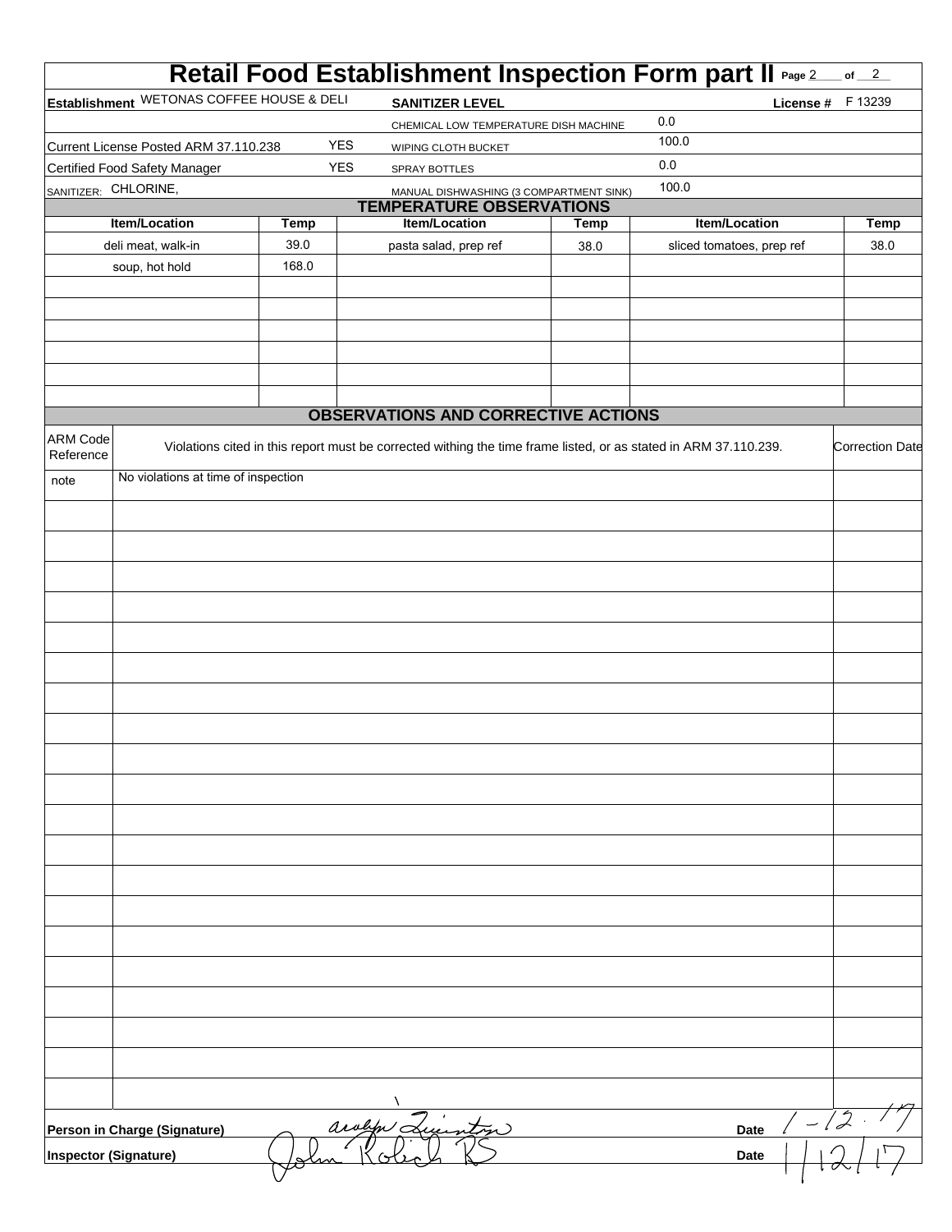# Retail Food Establishment Inspection Form part II

Page 2 of 2

| | | | |
|---|---|---|---|
| **Establishment** WETONAS COFFEE HOUSE & DELI | | **SANITIZER LEVEL** | **License #** F 13239 |
| | | CHEMICAL LOW TEMPERATURE DISH MACHINE | 0.0 |
| Current License Posted ARM 37.110.238 | YES | WIPING CLOTH BUCKET | 100.0 |
| Certified Food Safety Manager | YES | SPRAY BOTTLES | 0.0 |
| SANITIZER: CHLORINE, | | MANUAL DISHWASHING (3 COMPARTMENT SINK) | 100.0 |

## TEMPERATURE OBSERVATIONS

| Item/Location | Temp | Item/Location | Temp | Item/Location | Temp |
|---|---|---|---|---|---|
| deli meat, walk-in | 39.0 | pasta salad, prep ref | 38.0 | sliced tomatoes, prep ref | 38.0 |
| soup, hot hold | 168.0 | | | | |

## OBSERVATIONS AND CORRECTIVE ACTIONS

| ARM Code Reference | Violations cited in this report must be corrected withing the time frame listed, or as stated in ARM 37.110.239. | Correction Date |
|---|---|---|
| note | No violations at time of inspection | |

**Person in Charge (Signature)** [signature] **Date** 1-12-17

**Inspector (Signature)** John Kobich RS **Date** 1/12/17